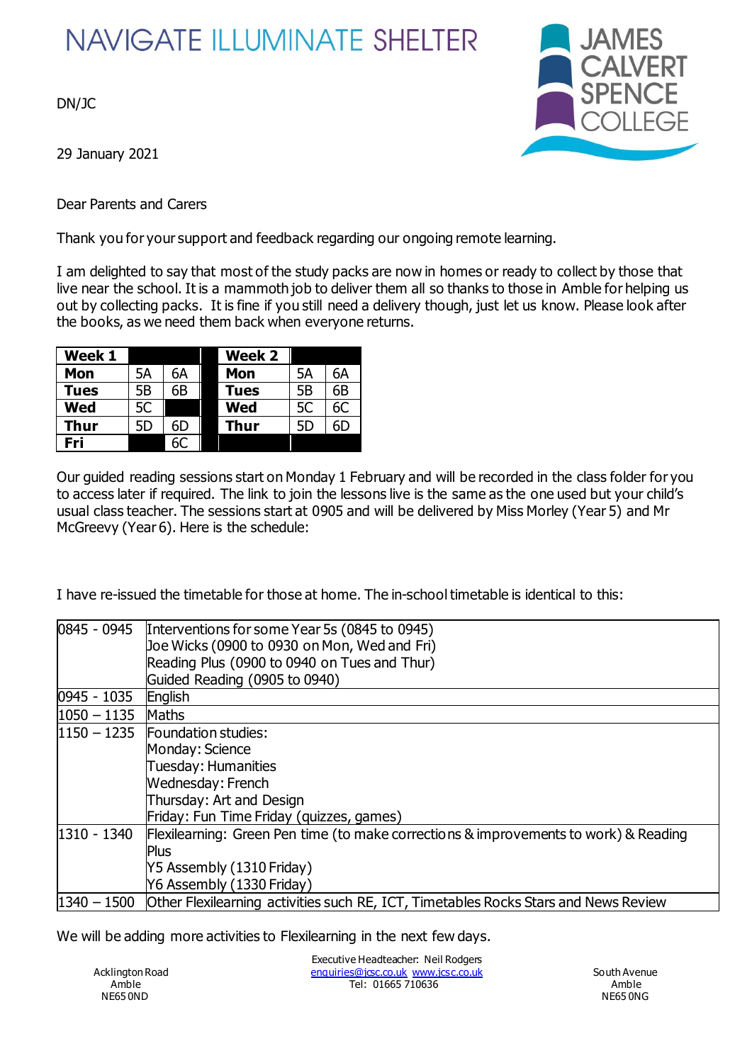NAVIGATE ILLUMINATE SHELTER

JAMES CALVERT SPENCE COLLEGE

DN/JC

29 January 2021

Dear Parents and Carers

Thank you for your support and feedback regarding our ongoing remote learning.

I am delighted to say that most of the study packs are now in homes or ready to collect by those that live near the school. It is a mammoth job to deliver them all so thanks to those in Amble for helping us out by collecting packs. It is fine if you still need a delivery though, just let us know. Please look after the books, as we need them back when everyone returns.

| Week 1 | | | | Week 2 | | |
|---|---|---|---|---|---|---|
| **Mon** | 5A | 6A | | **Mon** | 5A | 6A |
| **Tues** | 5B | 6B | | **Tues** | 5B | 6B |
| **Wed** | 5C | | | **Wed** | 5C | 6C |
| **Thur** | 5D | 6D | | **Thur** | 5D | 6D |
| **Fri** | | 6C | | | | |

Our guided reading sessions start on Monday 1 February and will be recorded in the class folder for you to access later if required. The link to join the lessons live is the same as the one used but your child's usual class teacher. The sessions start at 0905 and will be delivered by Miss Morley (Year 5) and Mr McGreevy (Year 6). Here is the schedule:

I have re-issued the timetable for those at home. The in-school timetable is identical to this:

| | |
|---|---|
| 0845 - 0945 | Interventions for some Year 5s (0845 to 0945)<br>Joe Wicks (0900 to 0930 on Mon, Wed and Fri)<br>Reading Plus (0900 to 0940 on Tues and Thur)<br>Guided Reading (0905 to 0940) |
| 0945 - 1035 | English |
| 1050 – 1135 | Maths |
| 1150 – 1235 | Foundation studies:<br>Monday: Science<br>Tuesday: Humanities<br>Wednesday: French<br>Thursday: Art and Design<br>Friday: Fun Time Friday (quizzes, games) |
| 1310 - 1340 | Flexilearning: Green Pen time (to make corrections & improvements to work) & Reading Plus<br>Y5 Assembly (1310 Friday)<br>Y6 Assembly (1330 Friday) |
| 1340 – 1500 | Other Flexilearning activities such RE, ICT, Timetables Rocks Stars and News Review |

We will be adding more activities to Flexilearning in the next few days.

Acklington Road
Amble
NE65 0ND

Executive Headteacher: Neil Rodgers
enquiries@jcsc.co.uk www.jcsc.co.uk
Tel: 01665 710636

South Avenue
Amble
NE65 0NG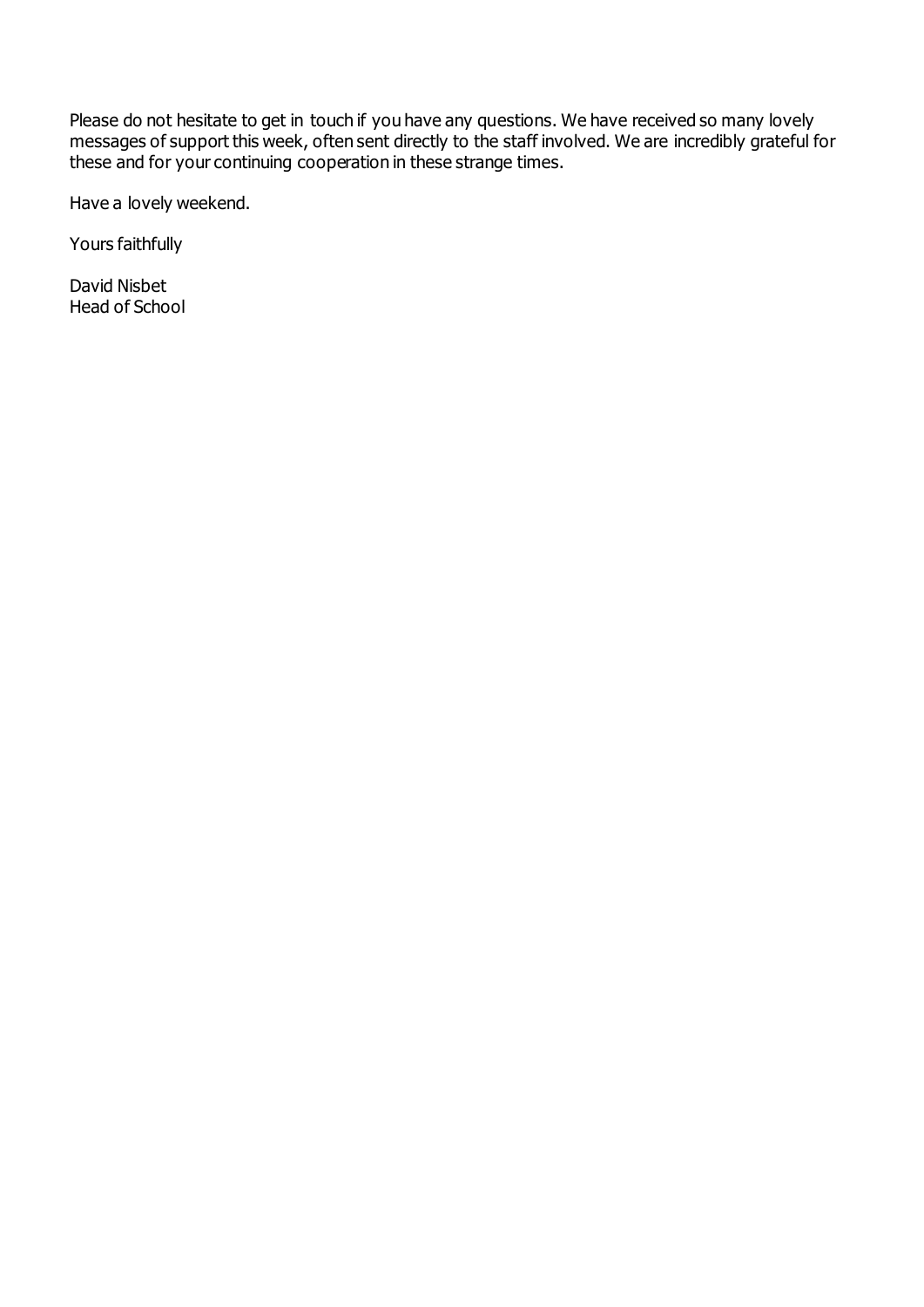Please do not hesitate to get in touch if you have any questions. We have received so many lovely messages of support this week, often sent directly to the staff involved. We are incredibly grateful for these and for your continuing cooperation in these strange times.

Have a lovely weekend.

Yours faithfully

David Nisbet
Head of School